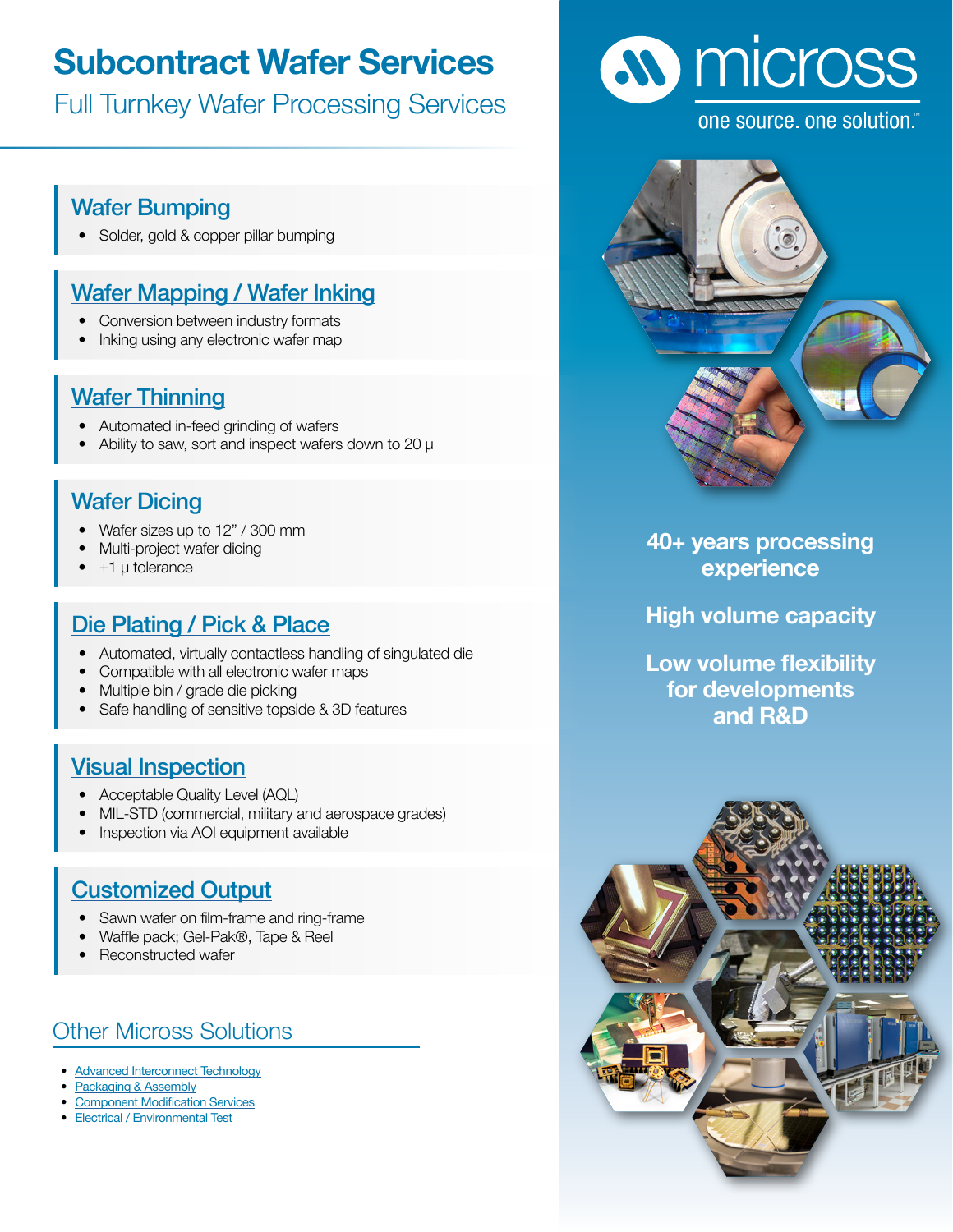# Subcontract Wafer Services

## Full Turnkey Wafer Processing Services

micross

one source. one solution.™

### Wafer Bumping

- Solder, gold & copper pillar bumping

### Wafer Mapping / Wafer Inking

- Conversion between industry formats
- Inking using any electronic wafer map

### Wafer Thinning

- Automated in-feed grinding of wafers
- Ability to saw, sort and inspect wafers down to 20 µ

### Wafer Dicing

- Wafer sizes up to 12" / 300 mm
- Multi-project wafer dicing
- ±1 µ tolerance

### Die Plating / Pick & Place

- Automated, virtually contactless handling of singulated die
- Compatible with all electronic wafer maps
- Multiple bin / grade die picking
- Safe handling of sensitive topside & 3D features

### Visual Inspection

- Acceptable Quality Level (AQL)
- MIL-STD (commercial, military and aerospace grades)
- Inspection via AOI equipment available

### Customized Output

- Sawn wafer on film-frame and ring-frame
- Waffle pack; Gel-Pak®, Tape & Reel
- Reconstructed wafer

**40+ years processing experience**

**High volume capacity**

**Low volume flexibility for developments and R&D**

## Other Micross Solutions

- Advanced Interconnect Technology
- Packaging & Assembly
- Component Modification Services
- Electrical / Environmental Test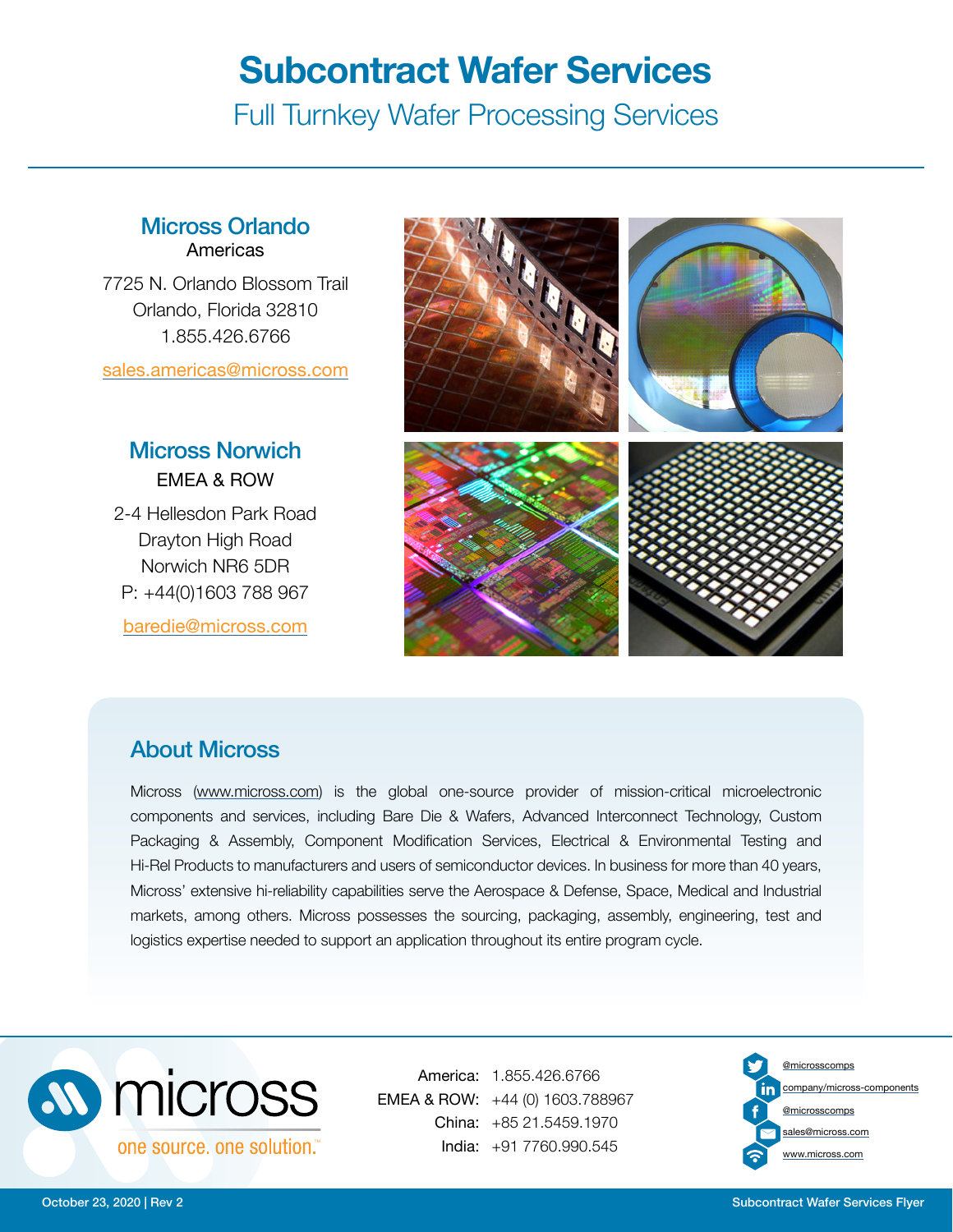# Subcontract Wafer Services

## Full Turnkey Wafer Processing Services

### Micross Orlando

Americas

7725 N. Orlando Blossom Trail
Orlando, Florida 32810
1.855.426.6766

sales.americas@micross.com

### Micross Norwich

EMEA & ROW

2-4 Hellesdon Park Road
Drayton High Road
Norwich NR6 5DR
P: +44(0)1603 788 967

baredie@micross.com

## About Micross

Micross (www.micross.com) is the global one-source provider of mission-critical microelectronic components and services, including Bare Die & Wafers, Advanced Interconnect Technology, Custom Packaging & Assembly, Component Modification Services, Electrical & Environmental Testing and Hi-Rel Products to manufacturers and users of semiconductor devices. In business for more than 40 years, Micross' extensive hi-reliability capabilities serve the Aerospace & Defense, Space, Medical and Industrial markets, among others. Micross possesses the sourcing, packaging, assembly, engineering, test and logistics expertise needed to support an application throughout its entire program cycle.

micross
one source. one solution.™

| | |
|---|---|
| America: | 1.855.426.6766 |
| EMEA & ROW: | +44 (0) 1603.788967 |
| China: | +85 21.5459.1970 |
| India: | +91 7760.990.545 |

@microsscomps
company/micross-components
@microsscomps
sales@micross.com
www.micross.com

October 23, 2020 | Rev 2

Subcontract Wafer Services Flyer